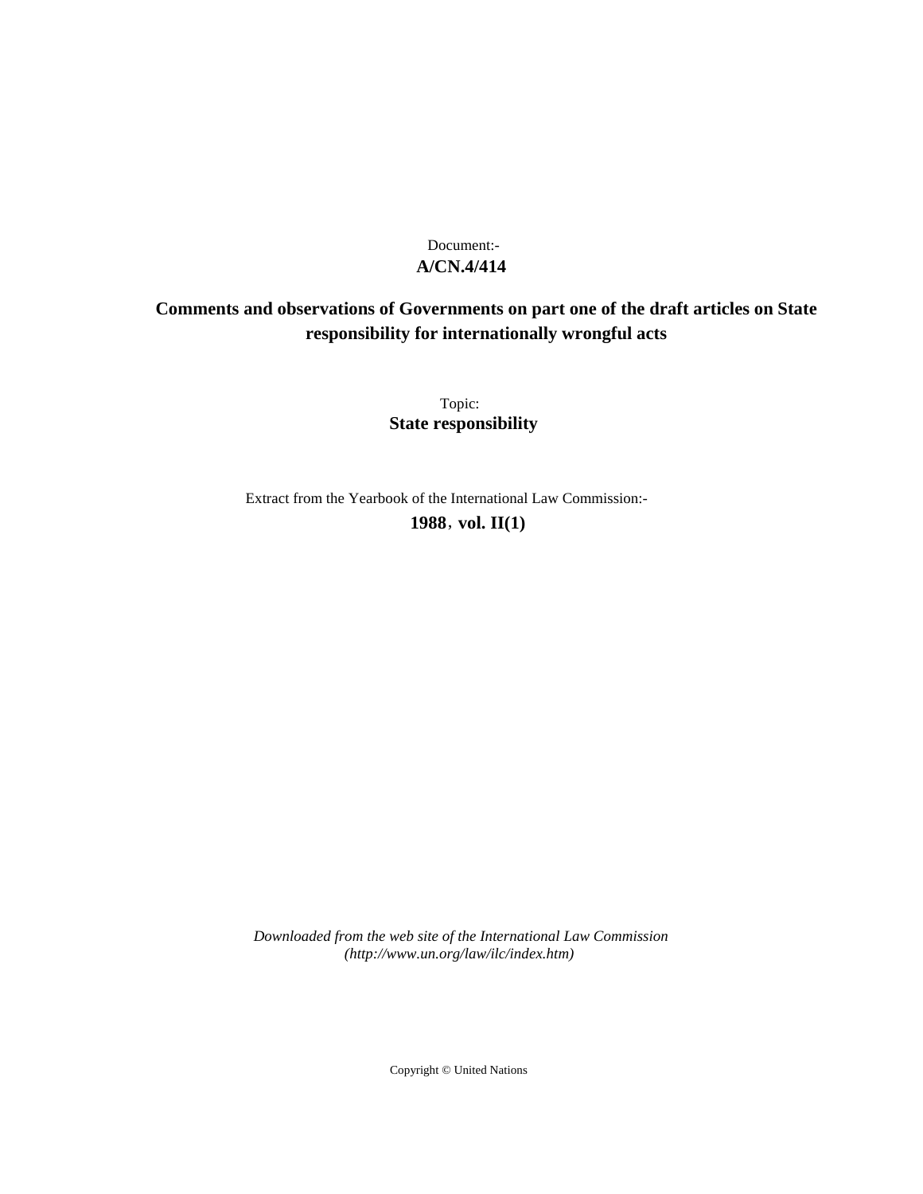Document:-
**A/CN.4/414**

# Comments and observations of Governments on part one of the draft articles on State responsibility for internationally wrongful acts

Topic:
**State responsibility**

Extract from the Yearbook of the International Law Commission:-
**1988, vol. II(1)**

*Downloaded from the web site of the International Law Commission (http://www.un.org/law/ilc/index.htm)*

Copyright © United Nations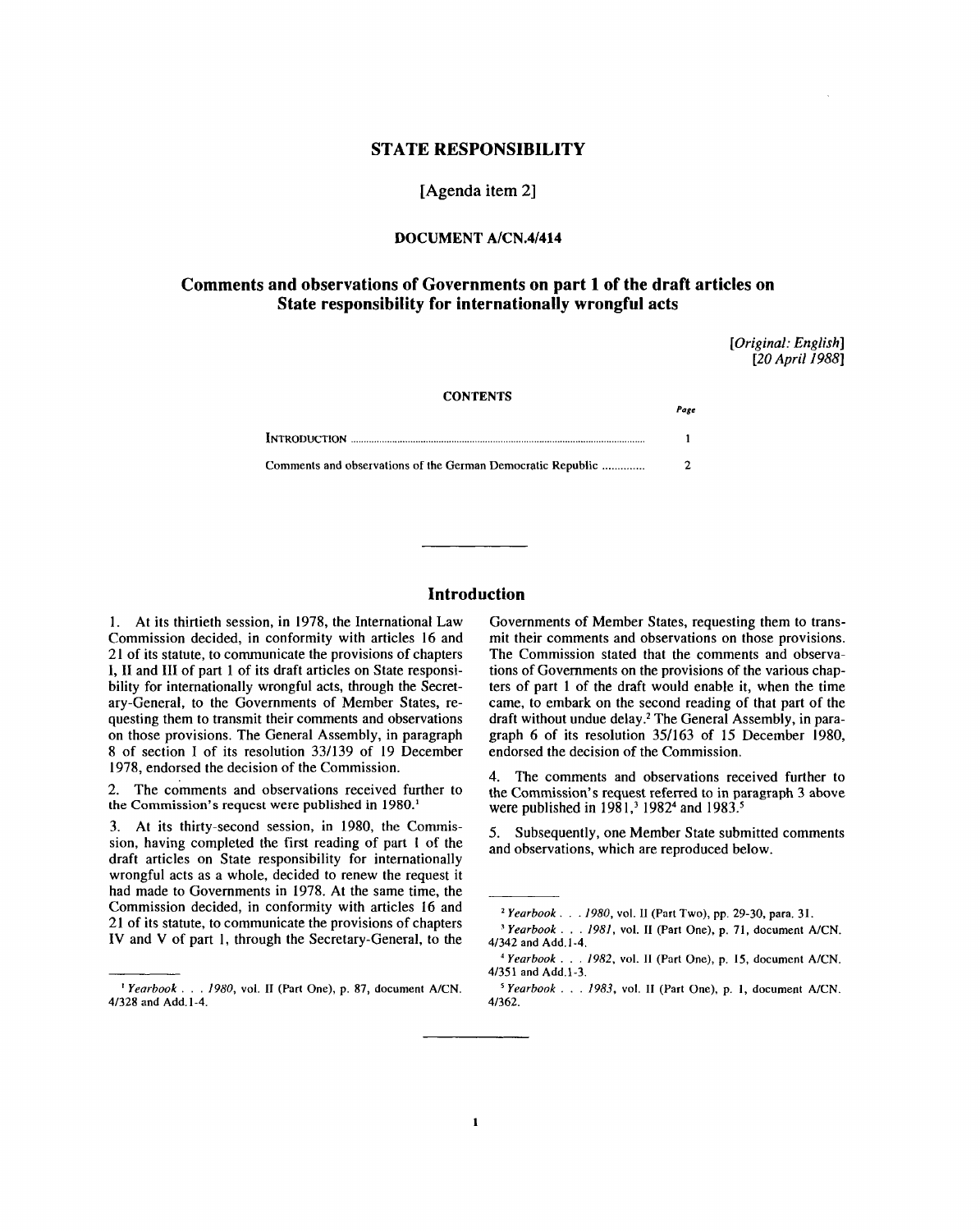# STATE RESPONSIBILITY

[Agenda item 2]

## DOCUMENT A/CN.4/414

## Comments and observations of Governments on part 1 of the draft articles on State responsibility for internationally wrongful acts

*[Original: English]*
*[20 April 1988]*

CONTENTS

| | Page |
|---|---|
| INTRODUCTION | 1 |
| Comments and observations of the German Democratic Republic | 2 |

## Introduction

1. At its thirtieth session, in 1978, the International Law Commission decided, in conformity with articles 16 and 21 of its statute, to communicate the provisions of chapters I, II and III of part 1 of its draft articles on State responsibility for internationally wrongful acts, through the Secretary-General, to the Governments of Member States, requesting them to transmit their comments and observations on those provisions. The General Assembly, in paragraph 8 of section I of its resolution 33/139 of 19 December 1978, endorsed the decision of the Commission.

2. The comments and observations received further to the Commission's request were published in 1980.[1]

3. At its thirty-second session, in 1980, the Commission, having completed the first reading of part 1 of the draft articles on State responsibility for internationally wrongful acts as a whole, decided to renew the request it had made to Governments in 1978. At the same time, the Commission decided, in conformity with articles 16 and 21 of its statute, to communicate the provisions of chapters IV and V of part 1, through the Secretary-General, to the Governments of Member States, requesting them to transmit their comments and observations on those provisions. The Commission stated that the comments and observations of Governments on the provisions of the various chapters of part 1 of the draft would enable it, when the time came, to embark on the second reading of that part of the draft without undue delay.[2] The General Assembly, in paragraph 6 of its resolution 35/163 of 15 December 1980, endorsed the decision of the Commission.

4. The comments and observations received further to the Commission's request referred to in paragraph 3 above were published in 1981,[3] 1982[4] and 1983.[5]

5. Subsequently, one Member State submitted comments and observations, which are reproduced below.

---

[1] *Yearbook . . . 1980*, vol. II (Part One), p. 87, document A/CN.4/328 and Add.1-4.

[2] *Yearbook . . . 1980*, vol. II (Part Two), pp. 29-30, para. 31.

[3] *Yearbook . . . 1981*, vol. II (Part One), p. 71, document A/CN.4/342 and Add.1-4.

[4] *Yearbook . . . 1982*, vol. II (Part One), p. 15, document A/CN.4/351 and Add.1-3.

[5] *Yearbook . . . 1983*, vol. II (Part One), p. 1, document A/CN.4/362.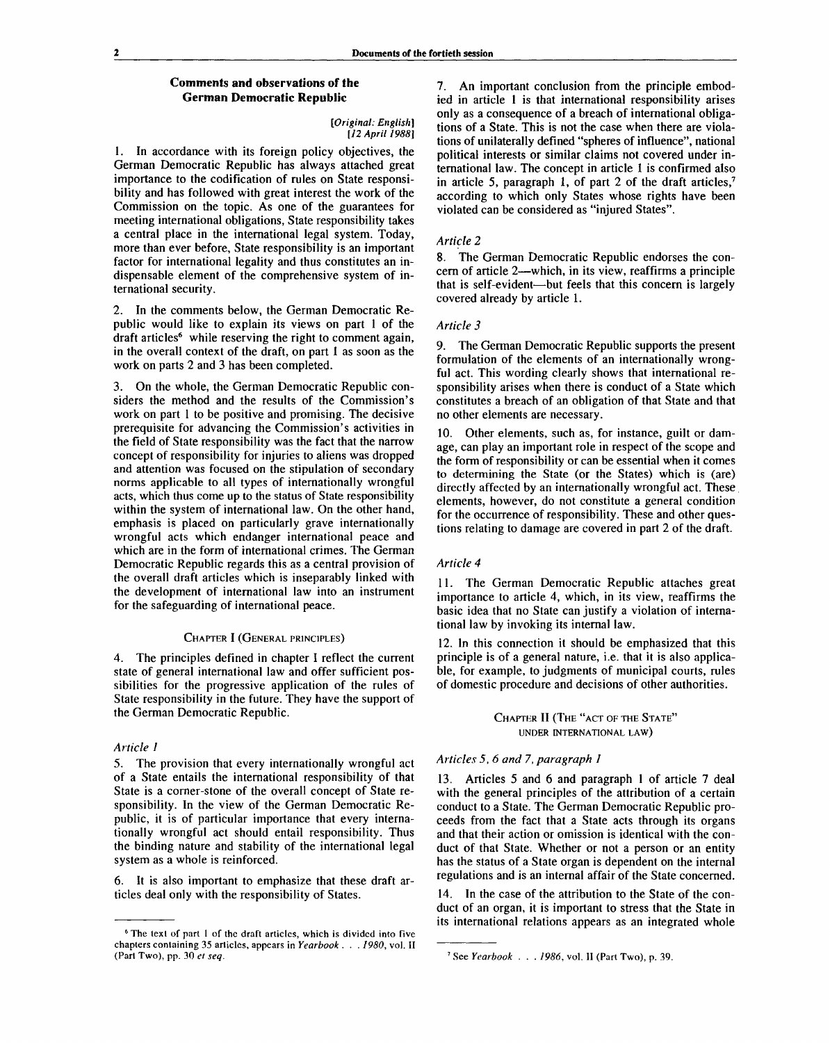## Comments and observations of the German Democratic Republic

*[Original: English]*
*[12 April 1988]*

1. In accordance with its foreign policy objectives, the German Democratic Republic has always attached great importance to the codification of rules on State responsibility and has followed with great interest the work of the Commission on the topic. As one of the guarantees for meeting international obligations, State responsibility takes a central place in the international legal system. Today, more than ever before, State responsibility is an important factor for international legality and thus constitutes an indispensable element of the comprehensive system of international security.

2. In the comments below, the German Democratic Republic would like to explain its views on part 1 of the draft articles[6] while reserving the right to comment again, in the overall context of the draft, on part 1 as soon as the work on parts 2 and 3 has been completed.

3. On the whole, the German Democratic Republic considers the method and the results of the Commission's work on part 1 to be positive and promising. The decisive prerequisite for advancing the Commission's activities in the field of State responsibility was the fact that the narrow concept of responsibility for injuries to aliens was dropped and attention was focused on the stipulation of secondary norms applicable to all types of internationally wrongful acts, which thus come up to the status of State responsibility within the system of international law. On the other hand, emphasis is placed on particularly grave internationally wrongful acts which endanger international peace and which are in the form of international crimes. The German Democratic Republic regards this as a central provision of the overall draft articles which is inseparably linked with the development of international law into an instrument for the safeguarding of international peace.

### CHAPTER I (GENERAL PRINCIPLES)

4. The principles defined in chapter I reflect the current state of general international law and offer sufficient possibilities for the progressive application of the rules of State responsibility in the future. They have the support of the German Democratic Republic.

#### *Article 1*

5. The provision that every internationally wrongful act of a State entails the international responsibility of that State is a corner-stone of the overall concept of State responsibility. In the view of the German Democratic Republic, it is of particular importance that every internationally wrongful act should entail responsibility. Thus the binding nature and stability of the international legal system as a whole is reinforced.

6. It is also important to emphasize that these draft articles deal only with the responsibility of States.

7. An important conclusion from the principle embodied in article 1 is that international responsibility arises only as a consequence of a breach of international obligations of a State. This is not the case when there are violations of unilaterally defined "spheres of influence", national political interests or similar claims not covered under international law. The concept in article 1 is confirmed also in article 5, paragraph 1, of part 2 of the draft articles,[7] according to which only States whose rights have been violated can be considered as "injured States".

#### *Article 2*

8. The German Democratic Republic endorses the concern of article 2—which, in its view, reaffirms a principle that is self-evident—but feels that this concern is largely covered already by article 1.

#### *Article 3*

9. The German Democratic Republic supports the present formulation of the elements of an internationally wrongful act. This wording clearly shows that international responsibility arises when there is conduct of a State which constitutes a breach of an obligation of that State and that no other elements are necessary.

10. Other elements, such as, for instance, guilt or damage, can play an important role in respect of the scope and the form of responsibility or can be essential when it comes to determining the State (or the States) which is (are) directly affected by an internationally wrongful act. These elements, however, do not constitute a general condition for the occurrence of responsibility. These and other questions relating to damage are covered in part 2 of the draft.

#### *Article 4*

11. The German Democratic Republic attaches great importance to article 4, which, in its view, reaffirms the basic idea that no State can justify a violation of international law by invoking its internal law.

12. In this connection it should be emphasized that this principle is of a general nature, i.e. that it is also applicable, for example, to judgments of municipal courts, rules of domestic procedure and decisions of other authorities.

### CHAPTER II (THE "ACT OF THE STATE" UNDER INTERNATIONAL LAW)

#### *Articles 5, 6 and 7, paragraph 1*

13. Articles 5 and 6 and paragraph 1 of article 7 deal with the general principles of the attribution of a certain conduct to a State. The German Democratic Republic proceeds from the fact that a State acts through its organs and that their action or omission is identical with the conduct of that State. Whether or not a person or an entity has the status of a State organ is dependent on the internal regulations and is an internal affair of the State concerned.

14. In the case of the attribution to the State of the conduct of an organ, it is important to stress that the State in its international relations appears as an integrated whole

---

[6] The text of part 1 of the draft articles, which is divided into five chapters containing 35 articles, appears in *Yearbook . . . 1980*, vol. II (Part Two), pp. 30 *et seq.*

[7] See *Yearbook . . . 1986*, vol. II (Part Two), p. 39.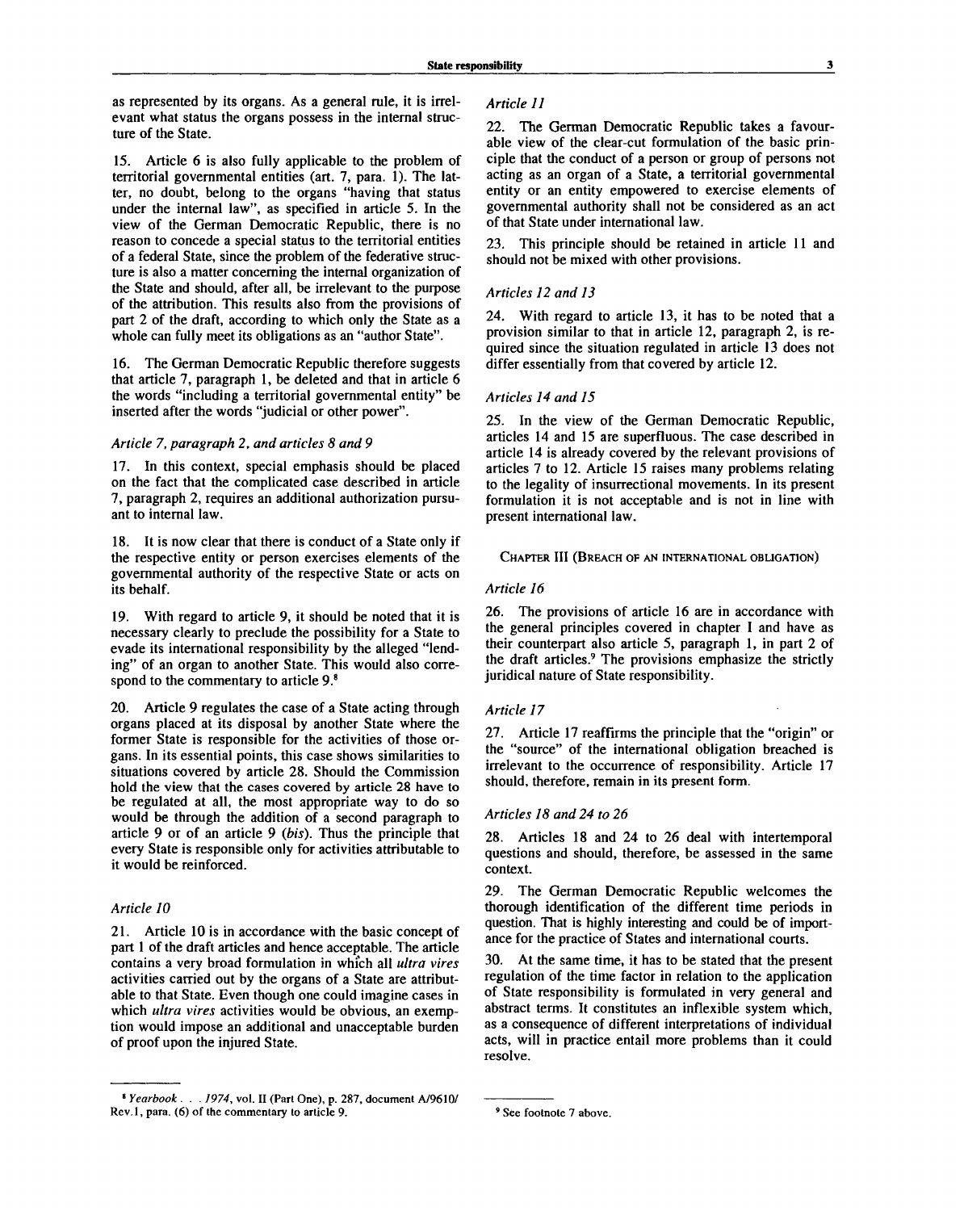as represented by its organs. As a general rule, it is irrelevant what status the organs possess in the internal structure of the State.

15. Article 6 is also fully applicable to the problem of territorial governmental entities (art. 7, para. 1). The latter, no doubt, belong to the organs "having that status under the internal law", as specified in article 5. In the view of the German Democratic Republic, there is no reason to concede a special status to the territorial entities of a federal State, since the problem of the federative structure is also a matter concerning the internal organization of the State and should, after all, be irrelevant to the purpose of the attribution. This results also from the provisions of part 2 of the draft, according to which only the State as a whole can fully meet its obligations as an "author State".

16. The German Democratic Republic therefore suggests that article 7, paragraph 1, be deleted and that in article 6 the words "including a territorial governmental entity" be inserted after the words "judicial or other power".

### *Article 7, paragraph 2, and articles 8 and 9*

17. In this context, special emphasis should be placed on the fact that the complicated case described in article 7, paragraph 2, requires an additional authorization pursuant to internal law.

18. It is now clear that there is conduct of a State only if the respective entity or person exercises elements of the governmental authority of the respective State or acts on its behalf.

19. With regard to article 9, it should be noted that it is necessary clearly to preclude the possibility for a State to evade its international responsibility by the alleged "lending" of an organ to another State. This would also correspond to the commentary to article 9.[8]

20. Article 9 regulates the case of a State acting through organs placed at its disposal by another State where the former State is responsible for the activities of those organs. In its essential points, this case shows similarities to situations covered by article 28. Should the Commission hold the view that the cases covered by article 28 have to be regulated at all, the most appropriate way to do so would be through the addition of a second paragraph to article 9 or of an article 9 (*bis*). Thus the principle that every State is responsible only for activities attributable to it would be reinforced.

### *Article 10*

21. Article 10 is in accordance with the basic concept of part 1 of the draft articles and hence acceptable. The article contains a very broad formulation in which all *ultra vires* activities carried out by the organs of a State are attributable to that State. Even though one could imagine cases in which *ultra vires* activities would be obvious, an exemption would impose an additional and unacceptable burden of proof upon the injured State.

### *Article 11*

22. The German Democratic Republic takes a favourable view of the clear-cut formulation of the basic principle that the conduct of a person or group of persons not acting as an organ of a State, a territorial governmental entity or an entity empowered to exercise elements of governmental authority shall not be considered as an act of that State under international law.

23. This principle should be retained in article 11 and should not be mixed with other provisions.

### *Articles 12 and 13*

24. With regard to article 13, it has to be noted that a provision similar to that in article 12, paragraph 2, is required since the situation regulated in article 13 does not differ essentially from that covered by article 12.

### *Articles 14 and 15*

25. In the view of the German Democratic Republic, articles 14 and 15 are superfluous. The case described in article 14 is already covered by the relevant provisions of articles 7 to 12. Article 15 raises many problems relating to the legality of insurrectional movements. In its present formulation it is not acceptable and is not in line with present international law.

## CHAPTER III (BREACH OF AN INTERNATIONAL OBLIGATION)

### *Article 16*

26. The provisions of article 16 are in accordance with the general principles covered in chapter I and have as their counterpart also article 5, paragraph 1, in part 2 of the draft articles.[9] The provisions emphasize the strictly juridical nature of State responsibility.

### *Article 17*

27. Article 17 reaffirms the principle that the "origin" or the "source" of the international obligation breached is irrelevant to the occurrence of responsibility. Article 17 should, therefore, remain in its present form.

### *Articles 18 and 24 to 26*

28. Articles 18 and 24 to 26 deal with intertemporal questions and should, therefore, be assessed in the same context.

29. The German Democratic Republic welcomes the thorough identification of the different time periods in question. That is highly interesting and could be of importance for the practice of States and international courts.

30. At the same time, it has to be stated that the present regulation of the time factor in relation to the application of State responsibility is formulated in very general and abstract terms. It constitutes an inflexible system which, as a consequence of different interpretations of individual acts, will in practice entail more problems than it could resolve.

---

[8] *Yearbook . . . 1974*, vol. II (Part One), p. 287, document A/9610/Rev.1, para. (6) of the commentary to article 9.

[9] See footnote 7 above.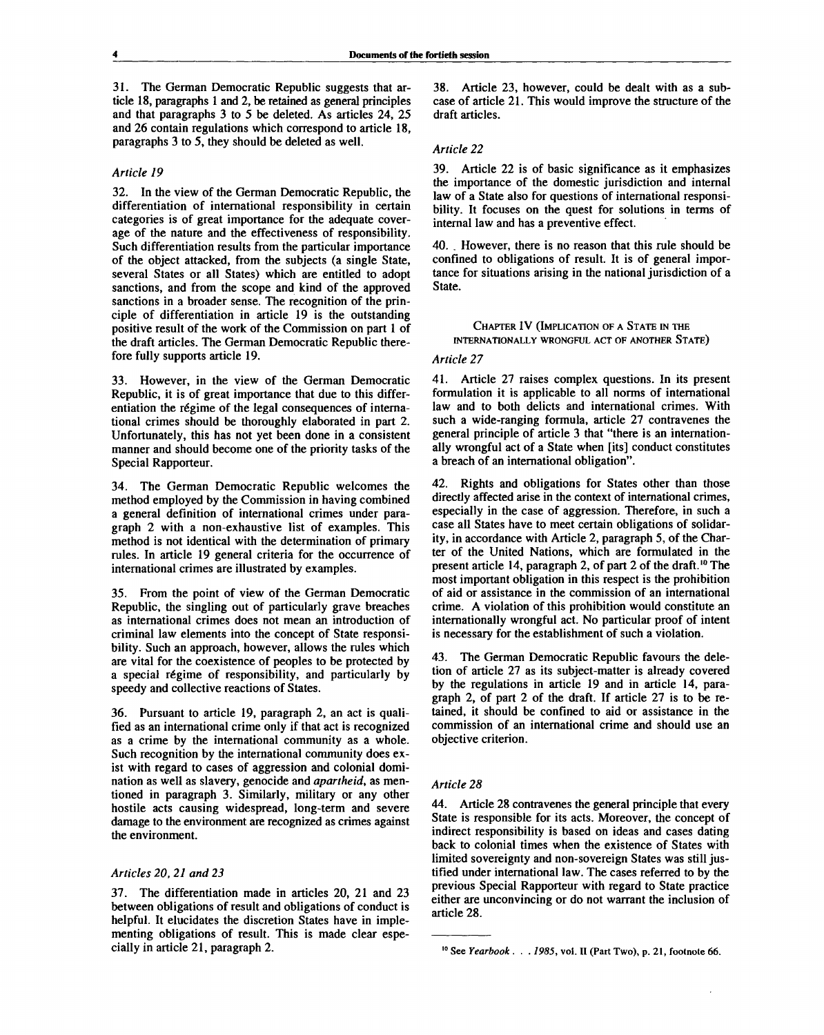31. The German Democratic Republic suggests that article 18, paragraphs 1 and 2, be retained as general principles and that paragraphs 3 to 5 be deleted. As articles 24, 25 and 26 contain regulations which correspond to article 18, paragraphs 3 to 5, they should be deleted as well.

### *Article 19*

32. In the view of the German Democratic Republic, the differentiation of international responsibility in certain categories is of great importance for the adequate coverage of the nature and the effectiveness of responsibility. Such differentiation results from the particular importance of the object attacked, from the subjects (a single State, several States or all States) which are entitled to adopt sanctions, and from the scope and kind of the approved sanctions in a broader sense. The recognition of the principle of differentiation in article 19 is the outstanding positive result of the work of the Commission on part 1 of the draft articles. The German Democratic Republic therefore fully supports article 19.

33. However, in the view of the German Democratic Republic, it is of great importance that due to this differentiation the régime of the legal consequences of international crimes should be thoroughly elaborated in part 2. Unfortunately, this has not yet been done in a consistent manner and should become one of the priority tasks of the Special Rapporteur.

34. The German Democratic Republic welcomes the method employed by the Commission in having combined a general definition of international crimes under paragraph 2 with a non-exhaustive list of examples. This method is not identical with the determination of primary rules. In article 19 general criteria for the occurrence of international crimes are illustrated by examples.

35. From the point of view of the German Democratic Republic, the singling out of particularly grave breaches as international crimes does not mean an introduction of criminal law elements into the concept of State responsibility. Such an approach, however, allows the rules which are vital for the coexistence of peoples to be protected by a special régime of responsibility, and particularly by speedy and collective reactions of States.

36. Pursuant to article 19, paragraph 2, an act is qualified as an international crime only if that act is recognized as a crime by the international community as a whole. Such recognition by the international community does exist with regard to cases of aggression and colonial domination as well as slavery, genocide and *apartheid*, as mentioned in paragraph 3. Similarly, military or any other hostile acts causing widespread, long-term and severe damage to the environment are recognized as crimes against the environment.

### *Articles 20, 21 and 23*

37. The differentiation made in articles 20, 21 and 23 between obligations of result and obligations of conduct is helpful. It elucidates the discretion States have in implementing obligations of result. This is made clear especially in article 21, paragraph 2.

38. Article 23, however, could be dealt with as a subcase of article 21. This would improve the structure of the draft articles.

### *Article 22*

39. Article 22 is of basic significance as it emphasizes the importance of the domestic jurisdiction and internal law of a State also for questions of international responsibility. It focuses on the quest for solutions in terms of internal law and has a preventive effect.

40. However, there is no reason that this rule should be confined to obligations of result. It is of general importance for situations arising in the national jurisdiction of a State.

## CHAPTER IV (IMPLICATION OF A STATE IN THE INTERNATIONALLY WRONGFUL ACT OF ANOTHER STATE)

### *Article 27*

41. Article 27 raises complex questions. In its present formulation it is applicable to all norms of international law and to both delicts and international crimes. With such a wide-ranging formula, article 27 contravenes the general principle of article 3 that "there is an internationally wrongful act of a State when [its] conduct constitutes a breach of an international obligation".

42. Rights and obligations for States other than those directly affected arise in the context of international crimes, especially in the case of aggression. Therefore, in such a case all States have to meet certain obligations of solidarity, in accordance with Article 2, paragraph 5, of the Charter of the United Nations, which are formulated in the present article 14, paragraph 2, of part 2 of the draft.[10] The most important obligation in this respect is the prohibition of aid or assistance in the commission of an international crime. A violation of this prohibition would constitute an internationally wrongful act. No particular proof of intent is necessary for the establishment of such a violation.

43. The German Democratic Republic favours the deletion of article 27 as its subject-matter is already covered by the regulations in article 19 and in article 14, paragraph 2, of part 2 of the draft. If article 27 is to be retained, it should be confined to aid or assistance in the commission of an international crime and should use an objective criterion.

### *Article 28*

44. Article 28 contravenes the general principle that every State is responsible for its acts. Moreover, the concept of indirect responsibility is based on ideas and cases dating back to colonial times when the existence of States with limited sovereignty and non-sovereign States was still justified under international law. The cases referred to by the previous Special Rapporteur with regard to State practice either are unconvincing or do not warrant the inclusion of article 28.

---

[10] See *Yearbook . . . 1985*, vol. II (Part Two), p. 21, footnote 66.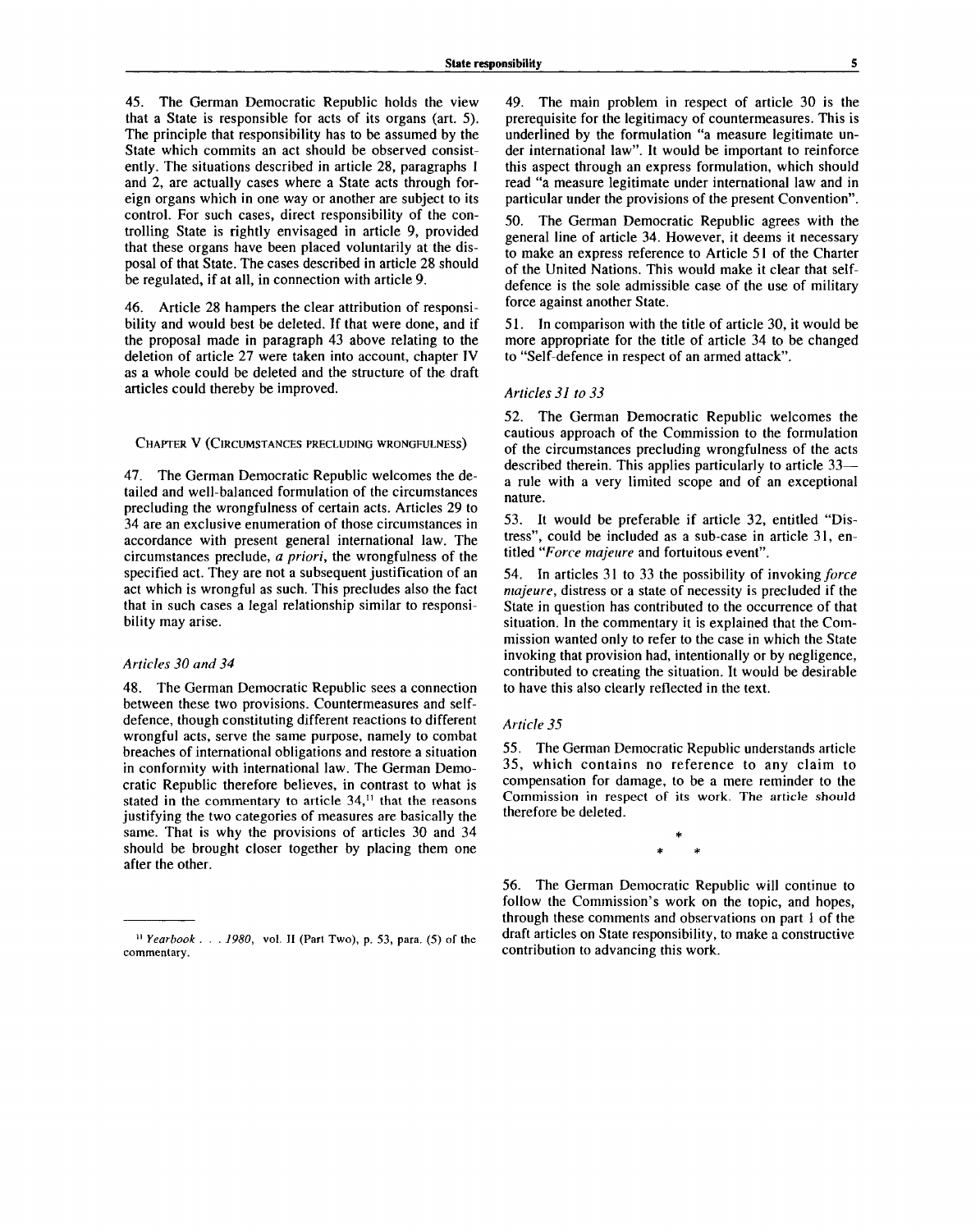45. The German Democratic Republic holds the view that a State is responsible for acts of its organs (art. 5). The principle that responsibility has to be assumed by the State which commits an act should be observed consistently. The situations described in article 28, paragraphs 1 and 2, are actually cases where a State acts through foreign organs which in one way or another are subject to its control. For such cases, direct responsibility of the controlling State is rightly envisaged in article 9, provided that these organs have been placed voluntarily at the disposal of that State. The cases described in article 28 should be regulated, if at all, in connection with article 9.

46. Article 28 hampers the clear attribution of responsibility and would best be deleted. If that were done, and if the proposal made in paragraph 43 above relating to the deletion of article 27 were taken into account, chapter IV as a whole could be deleted and the structure of the draft articles could thereby be improved.

CHAPTER V (CIRCUMSTANCES PRECLUDING WRONGFULNESS)

47. The German Democratic Republic welcomes the detailed and well-balanced formulation of the circumstances precluding the wrongfulness of certain acts. Articles 29 to 34 are an exclusive enumeration of those circumstances in accordance with present general international law. The circumstances preclude, *a priori*, the wrongfulness of the specified act. They are not a subsequent justification of an act which is wrongful as such. This precludes also the fact that in such cases a legal relationship similar to responsibility may arise.

*Articles 30 and 34*

48. The German Democratic Republic sees a connection between these two provisions. Countermeasures and self-defence, though constituting different reactions to different wrongful acts, serve the same purpose, namely to combat breaches of international obligations and restore a situation in conformity with international law. The German Democratic Republic therefore believes, in contrast to what is stated in the commentary to article 34,[11] that the reasons justifying the two categories of measures are basically the same. That is why the provisions of articles 30 and 34 should be brought closer together by placing them one after the other.

49. The main problem in respect of article 30 is the prerequisite for the legitimacy of countermeasures. This is underlined by the formulation "a measure legitimate under international law". It would be important to reinforce this aspect through an express formulation, which should read "a measure legitimate under international law and in particular under the provisions of the present Convention".

50. The German Democratic Republic agrees with the general line of article 34. However, it deems it necessary to make an express reference to Article 51 of the Charter of the United Nations. This would make it clear that self-defence is the sole admissible case of the use of military force against another State.

51. In comparison with the title of article 30, it would be more appropriate for the title of article 34 to be changed to "Self-defence in respect of an armed attack".

*Articles 31 to 33*

52. The German Democratic Republic welcomes the cautious approach of the Commission to the formulation of the circumstances precluding wrongfulness of the acts described therein. This applies particularly to article 33—a rule with a very limited scope and of an exceptional nature.

53. It would be preferable if article 32, entitled "Distress", could be included as a sub-case in article 31, entitled "*Force majeure* and fortuitous event".

54. In articles 31 to 33 the possibility of invoking *force majeure*, distress or a state of necessity is precluded if the State in question has contributed to the occurrence of that situation. In the commentary it is explained that the Commission wanted only to refer to the case in which the State invoking that provision had, intentionally or by negligence, contributed to creating the situation. It would be desirable to have this also clearly reflected in the text.

*Article 35*

55. The German Democratic Republic understands article 35, which contains no reference to any claim to compensation for damage, to be a mere reminder to the Commission in respect of its work. The article should therefore be deleted.

\* \* \*

56. The German Democratic Republic will continue to follow the Commission's work on the topic, and hopes, through these comments and observations on part 1 of the draft articles on State responsibility, to make a constructive contribution to advancing this work.

---

[11] *Yearbook . . . 1980*, vol. II (Part Two), p. 53, para. (5) of the commentary.